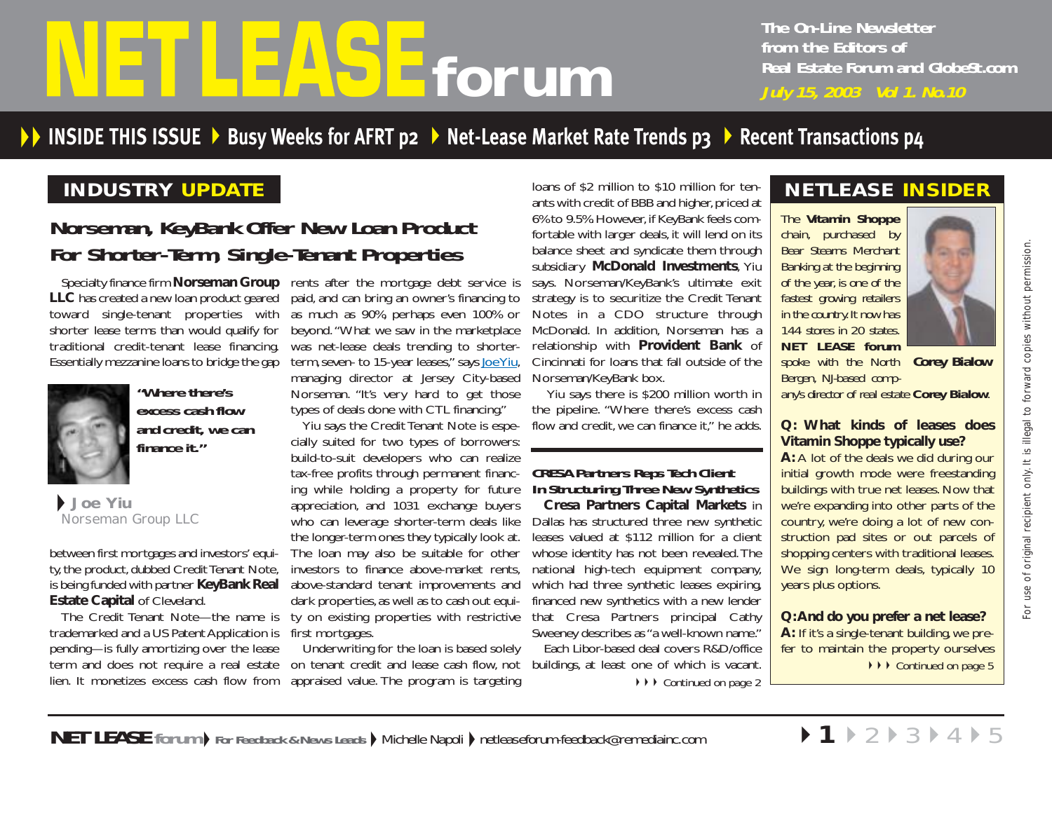# NET LEASE forum

The On-Line Newsletter from the Editors of Real Estate Forum and GlobeSt.com

*July 15, 2003 Vol 1. No.10*

**INSIDE THIS ISSUE** ▸ Busy Weeks for AFRT p2 ▸ Net-Lease Market Rate Trends p3 ▸ Recent Transactions p4

## INDUSTRY UPDATE

### Norseman, KeyBank Offer New Loan Product For Shorter-Term, Single-Tenant Properties

Specialty finance firm **Norseman Group LLC** has created a new loan product geared toward single-tenant properties with shorter lease terms than would qualify for traditional credit-tenant lease financing. Essentially mezzanine loans to bridge the gap between first mortgages and investors' equity, the product, dubbed Credit Tenant Note, is being funded with partner **KeyBank Real Estate Capital** of Cleveland.

**"Where there's excess cash flow and credit, we can finance it."**

▸ **Joe Yiu**
Norseman Group LLC

The Credit Tenant Note—the name is trademarked and a US Patent Application is pending—is fully amortizing over the lease term and does not require a real estate lien. It monetizes excess cash flow from rents after the mortgage debt service is paid, and can bring an owner's financing to as much as 90%, perhaps even 100% or beyond. "What we saw in the marketplace was net-lease deals trending to shorter-term, seven- to 15-year leases," says Joe Yiu, managing director at Jersey City-based Norseman. "It's very hard to get those types of deals done with CTL financing."

Yiu says the Credit Tenant Note is especially suited for two types of borrowers: build-to-suit developers who can realize tax-free profits through permanent financing while holding a property for future appreciation, and 1031 exchange buyers who can leverage shorter-term deals like the longer-term ones they typically look at. The loan may also be suitable for other investors to finance above-market rents, above-standard tenant improvements and dark properties, as well as to cash out equity on existing properties with restrictive first mortgages.

Underwriting for the loan is based solely on tenant credit and lease cash flow, not appraised value. The program is targeting loans of $2 million to $10 million for tenants with credit of BBB and higher, priced at 6% to 9.5% However, if KeyBank feels comfortable with larger deals, it will lend on its balance sheet and syndicate them through subsidiary **McDonald Investments**, Yiu says. Norseman/KeyBank's ultimate exit strategy is to securitize the Credit Tenant Notes in a CDO structure through McDonald. In addition, Norseman has a relationship with **Provident Bank** of Cincinnati for loans that fall outside of the Norseman/KeyBank box.

Yiu says there is $200 million worth in the pipeline. "Where there's excess cash flow and credit, we can finance it," he adds.

### CRESA Partners Reps Tech Client In Structuring Three New Synthetics

**Cresa Partners Capital Markets** in Dallas has structured three new synthetic leases valued at $112 million for a client whose identity has not been revealed. The national high-tech equipment company, which had three synthetic leases expiring, financed new synthetics with a new lender that Cresa Partners principal Cathy Sweeney describes as "a well-known name."

Each Libor-based deal covers R&D/office buildings, at least one of which is vacant.

▸▸▸ Continued on page 2

## NETLEASE INSIDER

The **Vitamin Shoppe** chain, purchased by Bear Stearns Merchant Banking at the beginning of the year, is one of the fastest growing retailers in the country. It now has 144 stores in 20 states. **NET LEASE forum** spoke with the North Bergen, NJ-based company's director of real estate **Corey Bialow**.

***Corey Bialow***

**Q: What kinds of leases does Vitamin Shoppe typically use?**

**A:** A lot of the deals we did during our initial growth mode were freestanding buildings with true net leases. Now that we're expanding into other parts of the country, we're doing a lot of new construction pad sites or out parcels of shopping centers with traditional leases. We sign long-term deals, typically 10 years plus options.

**Q: And do you prefer a net lease?**

**A:** If it's a single-tenant building, we prefer to maintain the property ourselves

▸▸▸ Continued on page 5

For use of original recipient only. It is illegal to forward copies without permission.

**NET LEASE forum** ▸ For Feedback & News Leads ▸ Michelle Napoli ▸ netleaseforum-feedback@remediainc.com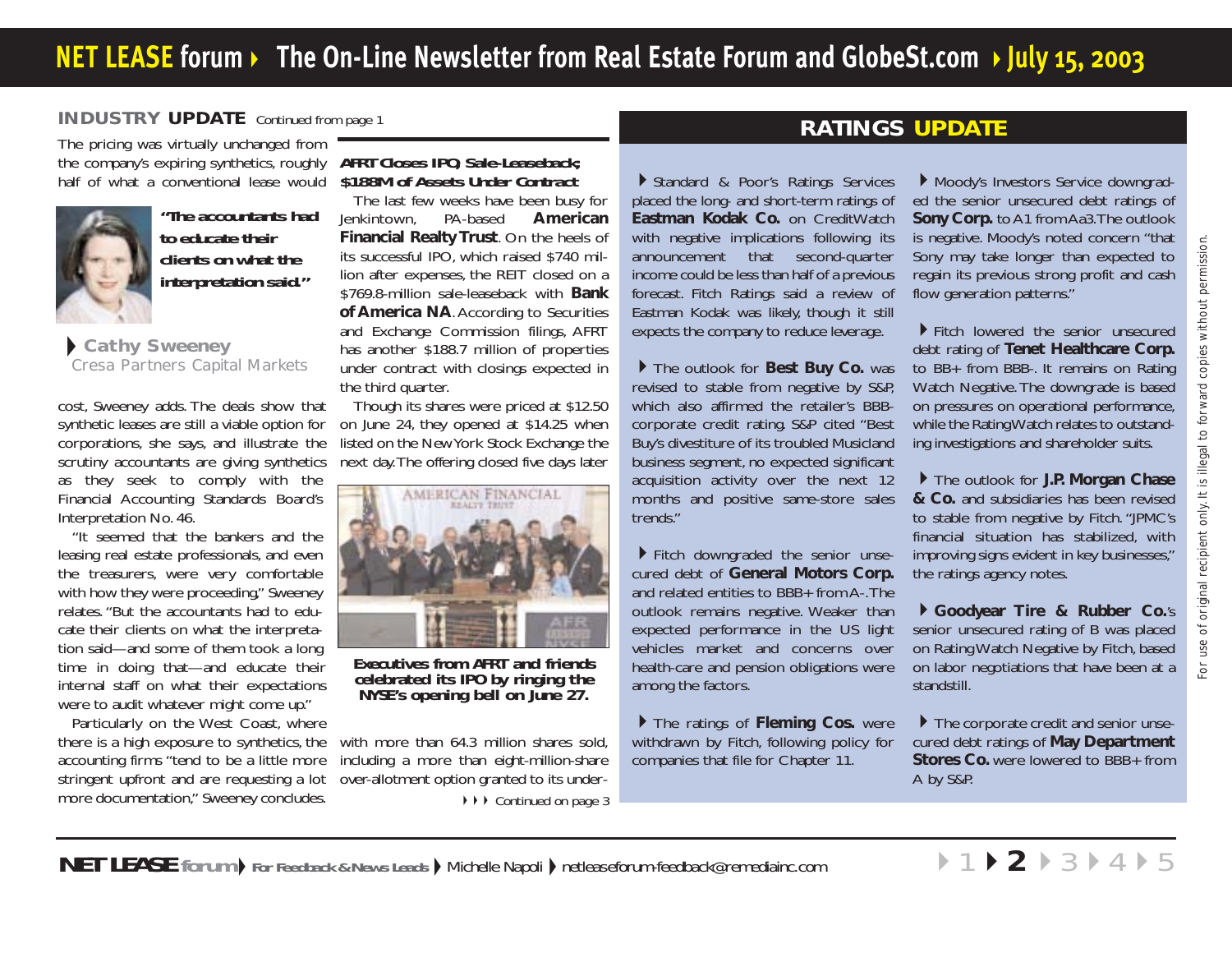## INDUSTRY UPDATE *Continued from page 1*

The pricing was virtually unchanged from the company's expiring synthetics, roughly half of what a conventional lease would cost, Sweeney adds. The deals show that synthetic leases are still a viable option for corporations, she says, and illustrate the scrutiny accountants are giving synthetics as they seek to comply with the Financial Accounting Standards Board's Interpretation No. 46.

> **"The accountants had to educate their clients on what the interpretation said."**
>
> **Cathy Sweeney**
> Cresa Partners Capital Markets

"It seemed that the bankers and the leasing real estate professionals, and even the treasurers, were very comfortable with how they were proceeding," Sweeney relates. "But the accountants had to educate their clients on what the interpretation said—and some of them took a long time in doing that—and educate their internal staff on what their expectations were to audit whatever might come up."

Particularly on the West Coast, where there is a high exposure to synthetics, the accounting firms "tend to be a little more stringent upfront and are requesting a lot more documentation," Sweeney concludes.

### AFRT Closes IPO, Sale-Leaseback; $188M of Assets Under Contract

The last few weeks have been busy for Jenkintown, PA-based **American Financial Realty Trust**. On the heels of its successful IPO, which raised $740 million after expenses, the REIT closed on a $769.8-million sale-leaseback with **Bank of America NA**. According to Securities and Exchange Commission filings, AFRT has another $188.7 million of properties under contract with closings expected in the third quarter.

Though its shares were priced at $12.50 on June 24, they opened at $14.25 when listed on the New York Stock Exchange the next day. The offering closed five days later with more than 64.3 million shares sold, including a more than eight-million-share over-allotment option granted to its under-

**Executives from AFRT and friends celebrated its IPO by ringing the NYSE's opening bell on June 27.**

*Continued on page 3*

## RATINGS UPDATE

- Standard & Poor's Ratings Services placed the long- and short-term ratings of **Eastman Kodak Co.** on CreditWatch with negative implications following its announcement that second-quarter income could be less than half of a previous forecast. Fitch Ratings said a review of Eastman Kodak was likely, though it still expects the company to reduce leverage.

- The outlook for **Best Buy Co.** was revised to stable from negative by S&P, which also affirmed the retailer's BBB- corporate credit rating. S&P cited "Best Buy's divestiture of its troubled Musicland business segment, no expected significant acquisition activity over the next 12 months and positive same-store sales trends."

- Fitch downgraded the senior unsecured debt of **General Motors Corp.** and related entities to BBB+ from A-. The outlook remains negative. Weaker than expected performance in the US light vehicles market and concerns over health-care and pension obligations were among the factors.

- The ratings of **Fleming Cos.** were withdrawn by Fitch, following policy for companies that file for Chapter 11.

- Moody's Investors Service downgraded the senior unsecured debt ratings of **Sony Corp.** to A1 from Aa3. The outlook is negative. Moody's noted concern "that Sony may take longer than expected to regain its previous strong profit and cash flow generation patterns."

- Fitch lowered the senior unsecured debt rating of **Tenet Healthcare Corp.** to BB+ from BBB-. It remains on Rating Watch Negative. The downgrade is based on pressures on operational performance, while the RatingWatch relates to outstanding investigations and shareholder suits.

- The outlook for **J.P. Morgan Chase & Co.** and subsidiaries has been revised to stable from negative by Fitch. "JPMC's financial situation has stabilized, with improving signs evident in key businesses," the ratings agency notes.

- **Goodyear Tire & Rubber Co.**'s senior unsecured rating of B was placed on RatingWatch Negative by Fitch, based on labor negotiations that have been at a standstill.

- The corporate credit and senior unsecured debt ratings of **May Department Stores Co.** were lowered to BBB+ from A by S&P.

**NET LEASE forum** For Feedback & News Leads Michelle Napoli netleaseforum-feedback@remediainc.com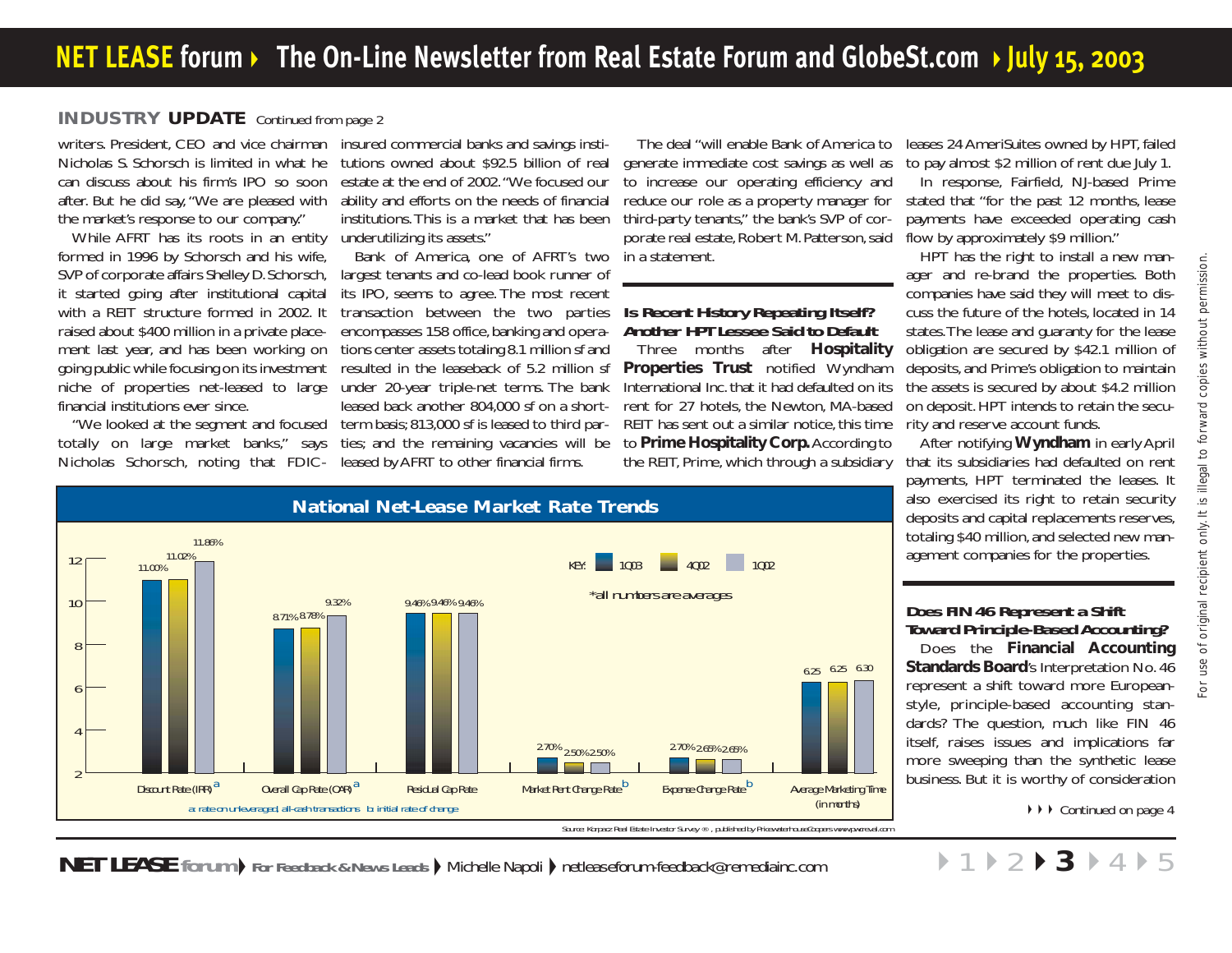## INDUSTRY UPDATE *Continued from page 2*

writers. President, CEO and vice chairman Nicholas S. Schorsch is limited in what he can discuss about his firm's IPO so soon after. But he did say, "We are pleased with the market's response to our company."

While AFRT has its roots in an entity formed in 1996 by Schorsch and his wife, SVP of corporate affairs Shelley D. Schorsch, it started going after institutional capital with a REIT structure formed in 2002. It raised about $400 million in a private placement last year, and has been working on going public while focusing on its investment niche of properties net-leased to large financial institutions ever since.

"We looked at the segment and focused totally on large market banks," says Nicholas Schorsch, noting that FDIC-insured commercial banks and savings institutions owned about $92.5 billion of real estate at the end of 2002. "We focused our ability and efforts on the needs of financial institutions. This is a market that has been underutilizing its assets."

Bank of America, one of AFRT's two largest tenants and co-lead book runner of its IPO, seems to agree. The most recent transaction between the two parties encompasses 158 office, banking and operations center assets totaling 8.1 million sf and resulted in the leaseback of 5.2 million sf under 20-year triple-net terms. The bank leased back another 804,000 sf on a short-term basis; 813,000 sf is leased to third parties; and the remaining vacancies will be leased by AFRT to other financial firms.

The deal "will enable Bank of America to generate immediate cost savings as well as to increase our operating efficiency and reduce our role as a property manager for third-party tenants," the bank's SVP of corporate real estate, Robert M. Patterson, said in a statement.

### Is Recent History Repeating Itself? Another HPT Lessee Said to Default

Three months after **Hospitality Properties Trust** notified Wyndham International Inc. that it had defaulted on its rent for 27 hotels, the Newton, MA-based REIT has sent out a similar notice, this time to **Prime Hospitality Corp.** According to the REIT, Prime, which through a subsidiary leases 24 AmeriSuites owned by HPT, failed to pay almost $2 million of rent due July 1.

In response, Fairfield, NJ-based Prime stated that "for the past 12 months, lease payments have exceeded operating cash flow by approximately $9 million."

HPT has the right to install a new manager and re-brand the properties. Both companies have said they will meet to discuss the future of the hotels, located in 14 states. The lease and guaranty for the lease obligation are secured by $42.1 million of deposits, and Prime's obligation to maintain the assets is secured by about $4.2 million on deposit. HPT intends to retain the security and reserve account funds.

After notifying **Wyndham** in early April that its subsidiaries had defaulted on rent payments, HPT terminated the leases. It also exercised its right to retain security deposits and capital replacements reserves, totaling $40 million, and selected new management companies for the properties.

### Does FIN 46 Represent a Shift Toward Principle-Based Accounting?

Does the **Financial Accounting Standards Board**'s Interpretation No. 46 represent a shift toward more European-style, principle-based accounting standards? The question, much like FIN 46 itself, raises issues and implications far more sweeping than the synthetic lease business. But it is worthy of consideration

*Continued on page 4*

**National Net-Lease Market Rate Trends**

*all numbers are averages

| | 1Q03 | 4Q02 | 1Q02 |
|---|---|---|---|
| Discount Rate (IRR) [a] | 11.00% | 11.02% | 11.86% |
| Overall Cap Rate (OAR) [a] | 8.71% | 8.78% | 9.32% |
| Residual Cap Rate | 9.46% | 9.46% | 9.46% |
| Market Rent Change Rate [b] | 2.70% | 2.50% | 2.50% |
| Expense Change Rate [b] | 2.70% | 2.65% | 2.65% |
| Average Marketing Time (in months) | 6.25 | 6.25 | 6.30 |

a: rate on unleveraged, all-cash transactions  b: initial rate of change

Source: Korpacz Real Estate Investor Survey ®, published by PricewaterhouseCoopers www.pwcreval.com

For use of original recipient only. It is illegal to forward copies without permission.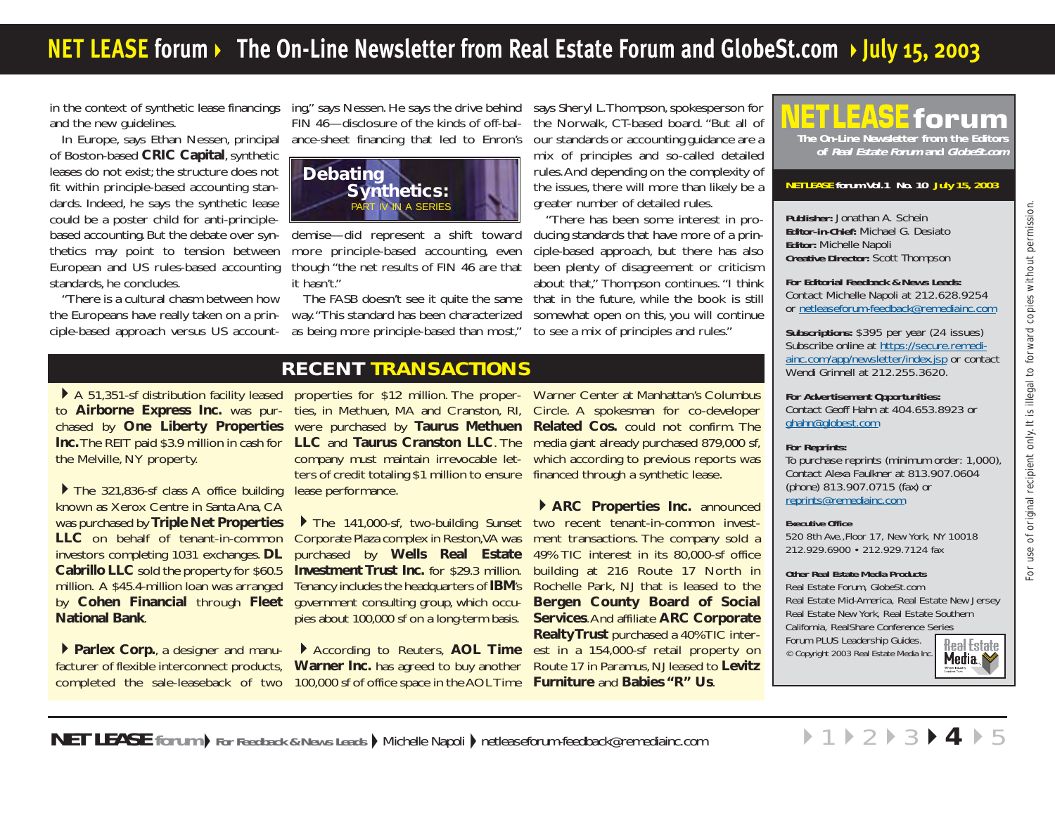in the context of synthetic lease financings and the new guidelines.

In Europe, says Ethan Nessen, principal of Boston-based **CRIC Capital**, synthetic leases do not exist; the structure does not fit within principle-based accounting standards. Indeed, he says the synthetic lease could be a poster child for anti-principle-based accounting. But the debate over synthetics may point to tension between European and US rules-based accounting standards, he concludes.

"There is a cultural chasm between how the Europeans have really taken on a principle-based approach versus US accounting," says Nessen. He says the drive behind FIN 46—disclosure of the kinds of off-balance-sheet financing that led to Enron's demise—did represent a shift toward more principle-based accounting, even though "the net results of FIN 46 are that it hasn't."

**Debating Synthetics:**
PART IV IN A SERIES

The FASB doesn't see it quite the same way. "This standard has been characterized as being more principle-based than most," says Sheryl L. Thompson, spokesperson for the Norwalk, CT-based board. "But all of our standards or accounting guidance are a mix of principles and so-called detailed rules. And depending on the complexity of the issues, there will more than likely be a greater number of detailed rules.

"There has been some interest in producing standards that have more of a principle-based approach, but there has also been plenty of disagreement or criticism about that," Thompson continues. "I think that in the future, while the book is still somewhat open on this, you will continue to see a mix of principles and rules."

## RECENT TRANSACTIONS

▸ A 51,351-sf distribution facility leased to **Airborne Express Inc.** was purchased by **One Liberty Properties Inc.** The REIT paid $3.9 million in cash for the Melville, NY property.

▸ The 321,836-sf class A office building known as Xerox Centre in Santa Ana, CA was purchased by **Triple Net Properties LLC** on behalf of tenant-in-common investors completing 1031 exchanges. **DL Cabrillo LLC** sold the property for $60.5 million. A $45.4-million loan was arranged by **Cohen Financial** through **Fleet National Bank**.

▸ **Parlex Corp.**, a designer and manufacturer of flexible interconnect products, completed the sale-leaseback of two properties for $12 million. The properties, in Methuen, MA and Cranston, RI, were purchased by **Taurus Methuen LLC** and **Taurus Cranston LLC**. The company must maintain irrevocable letters of credit totaling $1 million to ensure lease performance.

▸ The 141,000-sf, two-building Sunset Corporate Plaza complex in Reston, VA was purchased by **Wells Real Estate Investment Trust Inc.** for $29.3 million. Tenancy includes the headquarters of **IBM**'s government consulting group, which occupies about 100,000 sf on a long-term basis.

▸ According to Reuters, **AOL Time Warner Inc.** has agreed to buy another 100,000 sf of office space in the AOL Time Warner Center at Manhattan's Columbus Circle. A spokesman for co-developer **Related Cos.** could not confirm. The media giant already purchased 879,000 sf, which according to previous reports was financed through a synthetic lease.

▸ **ARC Properties Inc.** announced two recent tenant-in-common investment transactions. The company sold a 49% TIC interest in its 80,000-sf office building at 216 Route 17 North in Rochelle Park, NJ that is leased to the **Bergen County Board of Social Services**. And affiliate **ARC Corporate Realty Trust** purchased a 40% TIC interest in a 154,000-sf retail property on Route 17 in Paramus, NJ leased to **Levitz Furniture** and **Babies "R" Us**.

---

**NET LEASE forum**
The On-Line Newsletter from the Editors of *Real Estate Forum* and *GlobeSt.com*

**NET LEASE forum Vol. 1 No. 10 July 15, 2003**

**Publisher:** Jonathan A. Schein
**Editor-in-Chief:** Michael G. Desiato
**Editor:** Michelle Napoli
**Creative Director:** Scott Thompson

**For Editorial Feedback & News Leads:**
Contact Michelle Napoli at 212.628.9254 or netleaseforum-feedback@remediainc.com

**Subscriptions:** $395 per year (24 issues)
Subscribe online at https://secure.remediainc.com/app/newsletter/index.jsp or contact Wendi Grinnell at 212.255.3620.

**For Advertisement Opportunities:**
Contact Geoff Hahn at 404.653.8923 or ghahn@globest.com

**For Reprints:**
To purchase reprints (minimum order: 1,000), Contact Alexa Faulkner at 813.907.0604 (phone) 813.907.0715 (fax) or reprints@remediainc.com

**Executive Office**
520 8th Ave., Floor 17, New York, NY 10018
212.929.6900 • 212.929.7124 fax

**Other Real Estate Media Products**
Real Estate Forum, GlobeSt.com
Real Estate Mid-America, Real Estate New Jersey
Real Estate New York, Real Estate Southern California, RealShare Conference Series
Forum PLUS Leadership Guides.
© Copyright 2003 Real Estate Media Inc.

For use of original recipient only. It is illegal to forward copies without permission.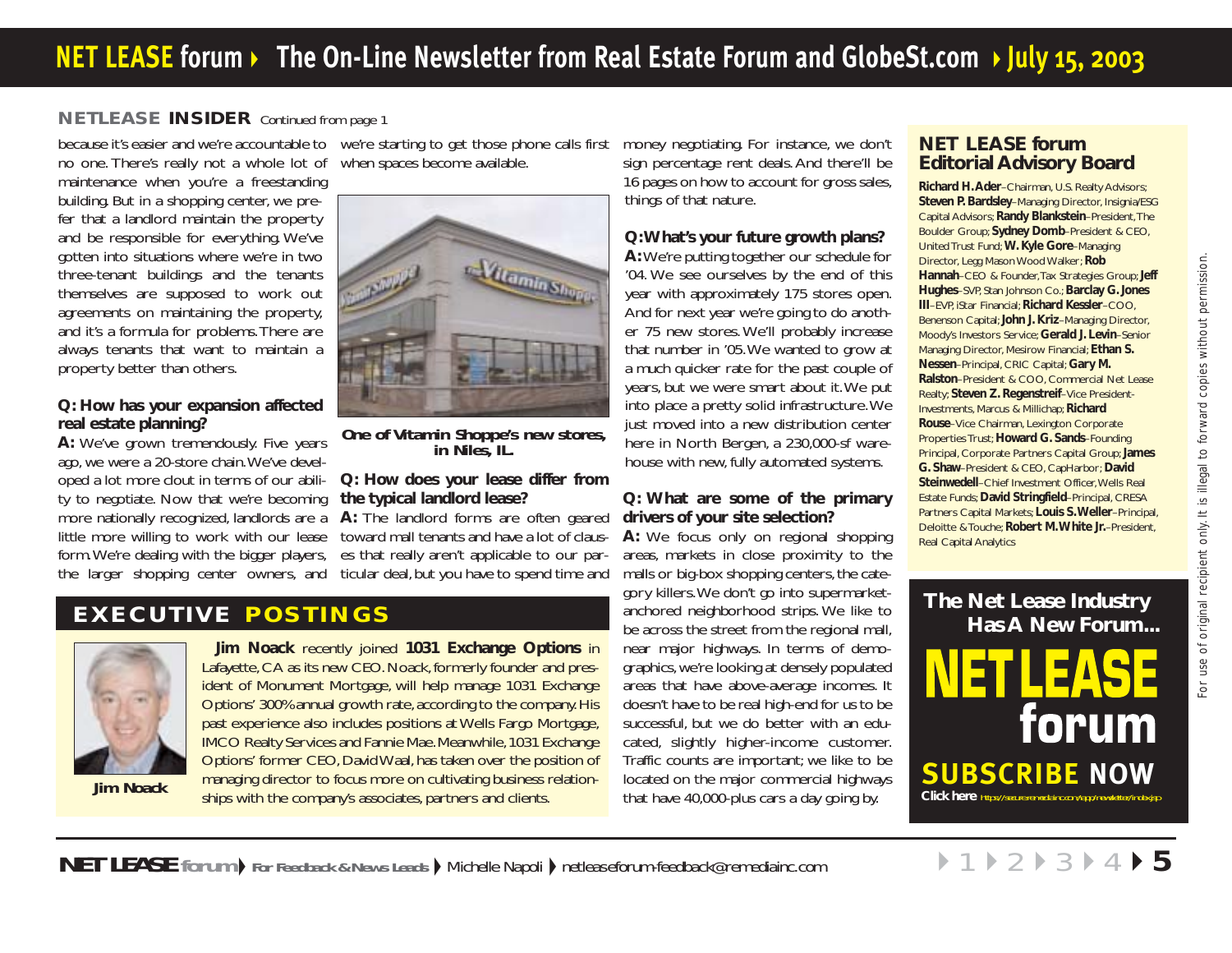## NETLEASE INSIDER *Continued from page 1*

because it's easier and we're accountable to no one. There's really not a whole lot of maintenance when you're a freestanding building. But in a shopping center, we prefer that a landlord maintain the property and be responsible for everything. We've gotten into situations where we're in two three-tenant buildings and the tenants themselves are supposed to work out agreements on maintaining the property, and it's a formula for problems. There are always tenants that want to maintain a property better than others.

**Q: How has your expansion affected real estate planning?**

**A:** We've grown tremendously. Five years ago, we were a 20-store chain. We've developed a lot more clout in terms of our ability to negotiate. Now that we're becoming more nationally recognized, landlords are a little more willing to work with our lease form. We're dealing with the bigger players, the larger shopping center owners, and we're starting to get those phone calls first when spaces become available.

**One of Vitamin Shoppe's new stores, in Niles, IL.**

**Q: How does your lease differ from the typical landlord lease?**

**A:** The landlord forms are often geared toward mall tenants and have a lot of clauses that really aren't applicable to our particular deal, but you have to spend time and money negotiating. For instance, we don't sign percentage rent deals. And there'll be 16 pages on how to account for gross sales, things of that nature.

**Q: What's your future growth plans?**

**A:** We're putting together our schedule for '04. We see ourselves by the end of this year with approximately 175 stores open. And for next year we're going to do another 75 new stores. We'll probably increase that number in '05. We wanted to grow at a much quicker rate for the past couple of years, but we were smart about it. We put into place a pretty solid infrastructure. We just moved into a new distribution center here in North Bergen, a 230,000-sf warehouse with new, fully automated systems.

**Q: What are some of the primary drivers of your site selection?**

**A:** We focus only on regional shopping areas, markets in close proximity to the malls or big-box shopping centers, the category killers. We don't go into supermarket-anchored neighborhood strips. We like to be across the street from the regional mall, near major highways. In terms of demographics, we're looking at densely populated areas that have above-average incomes. It doesn't have to be real high-end for us to be successful, but we do better with an educated, slightly higher-income customer. Traffic counts are important; we like to be located on the major commercial highways that have 40,000-plus cars a day going by.

## EXECUTIVE POSTINGS

**Jim Noack**

**Jim Noack** recently joined **1031 Exchange Options** in Lafayette, CA as its new CEO. Noack, formerly founder and president of Monument Mortgage, will help manage 1031 Exchange Options' 300% annual growth rate, according to the company. His past experience also includes positions at Wells Fargo Mortgage, IMCO Realty Services and Fannie Mae. Meanwhile, 1031 Exchange Options' former CEO, David Waal, has taken over the position of managing director to focus more on cultivating business relationships with the company's associates, partners and clients.

## NET LEASE forum Editorial Advisory Board

**Richard H. Ader**–Chairman, U.S. Realty Advisors; **Steven P. Bardsley**–Managing Director, Insignia/ESG Capital Advisors; **Randy Blankstein**–President, The Boulder Group; **Sydney Domb**–President & CEO, United Trust Fund; **W. Kyle Gore**–Managing Director, Legg Mason Wood Walker; **Rob Hannah**–CEO & Founder, Tax Strategies Group; **Jeff Hughes**–SVP, Stan Johnson Co.; **Barclay G. Jones III**–EVP, iStar Financial; **Richard Kessler**–COO, Benenson Capital; **John J. Kriz**–Managing Director, Moody's Investors Service; **Gerald J. Levin**–Senior Managing Director, Mesirow Financial; **Ethan S. Nessen**–Principal, CRIC Capital; **Gary M. Ralston**–President & COO, Commercial Net Lease Realty; **Steven Z. Regenstreif**–Vice President-Investments, Marcus & Millichap; **Richard Rouse**–Vice Chairman, Lexington Corporate Properties Trust; **Howard G. Sands**–Founding Principal, Corporate Partners Capital Group; **James G. Shaw**–President & CEO, CapHarbor; **David Steinwedell**–Chief Investment Officer, Wells Real Estate Funds; **David Stringfield**–Principal, CRESA Partners Capital Markets; **Louis S. Weller**–Principal, Deloitte & Touche; **Robert M. White Jr.**–President, Real Capital Analytics

**The Net Lease Industry Has A New Forum...**

**NET LEASE forum**

**SUBSCRIBE NOW**

**Click here** https://secure.remediainc.com/app/newsletter/index.jsp

NET LEASE forum ▸ For Feedback & News Leads ▸ Michelle Napoli ▸ netleaseforum-feedback@remediainc.com

For use of original recipient only. It is illegal to forward copies without permission.